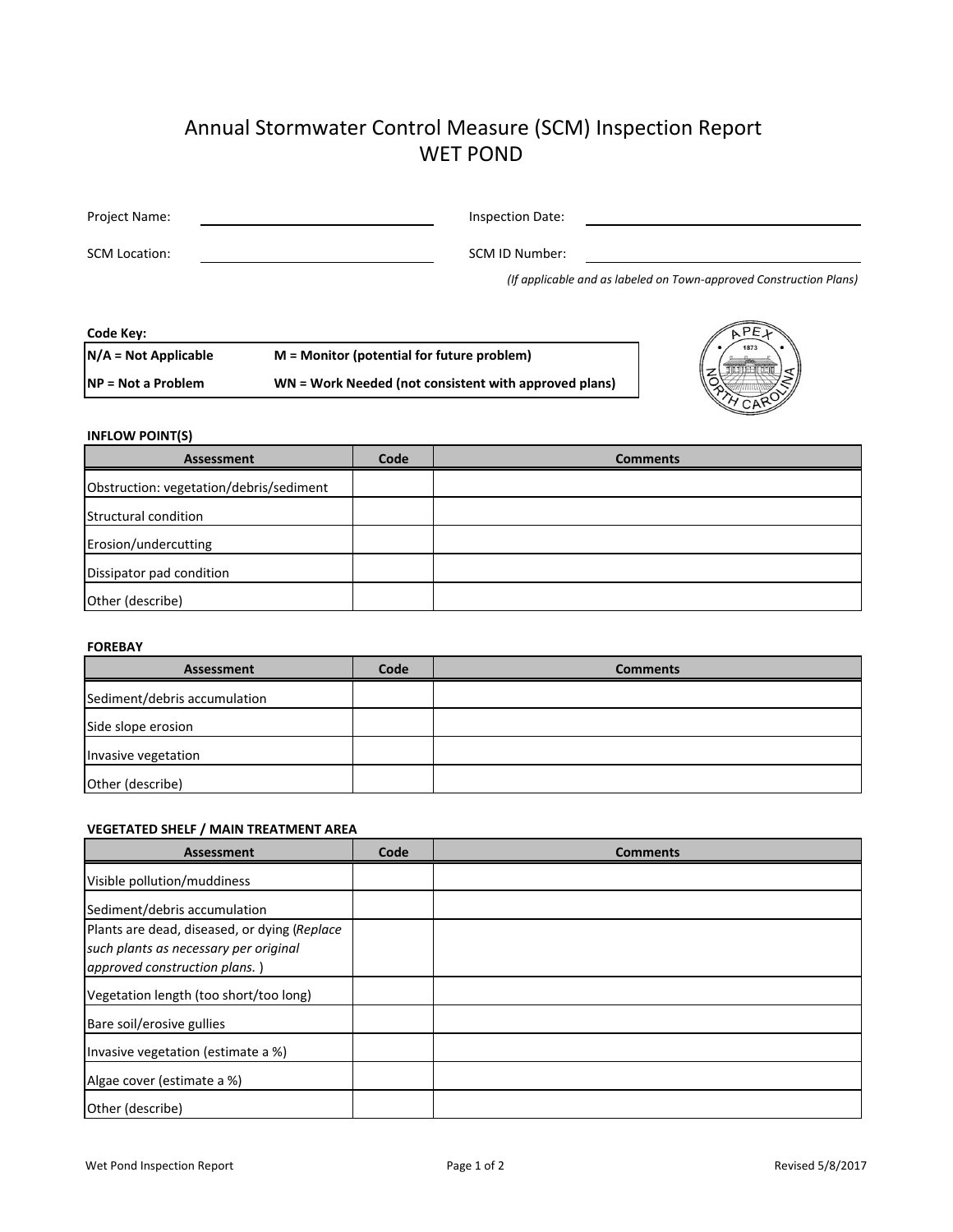# Annual Stormwater Control Measure (SCM) Inspection Report
# WET POND

Project Name: ______________________ Inspection Date: ______________________

SCM Location: ______________________ SCM ID Number: ______________________

*(If applicable and as labeled on Town-approved Construction Plans)*

**Code Key:**

| | |
|---|---|
| **N/A = Not Applicable** | **M = Monitor (potential for future problem)** |
| **NP = Not a Problem** | **WN = Work Needed (not consistent with approved plans)** |

**INFLOW POINT(S)**

| Assessment | Code | Comments |
|---|---|---|
| Obstruction: vegetation/debris/sediment | | |
| Structural condition | | |
| Erosion/undercutting | | |
| Dissipator pad condition | | |
| Other (describe) | | |

**FOREBAY**

| Assessment | Code | Comments |
|---|---|---|
| Sediment/debris accumulation | | |
| Side slope erosion | | |
| Invasive vegetation | | |
| Other (describe) | | |

**VEGETATED SHELF / MAIN TREATMENT AREA**

| Assessment | Code | Comments |
|---|---|---|
| Visible pollution/muddiness | | |
| Sediment/debris accumulation | | |
| Plants are dead, diseased, or dying (*Replace such plants as necessary per original approved construction plans.* ) | | |
| Vegetation length (too short/too long) | | |
| Bare soil/erosive gullies | | |
| Invasive vegetation (estimate a %) | | |
| Algae cover (estimate a %) | | |
| Other (describe) | | |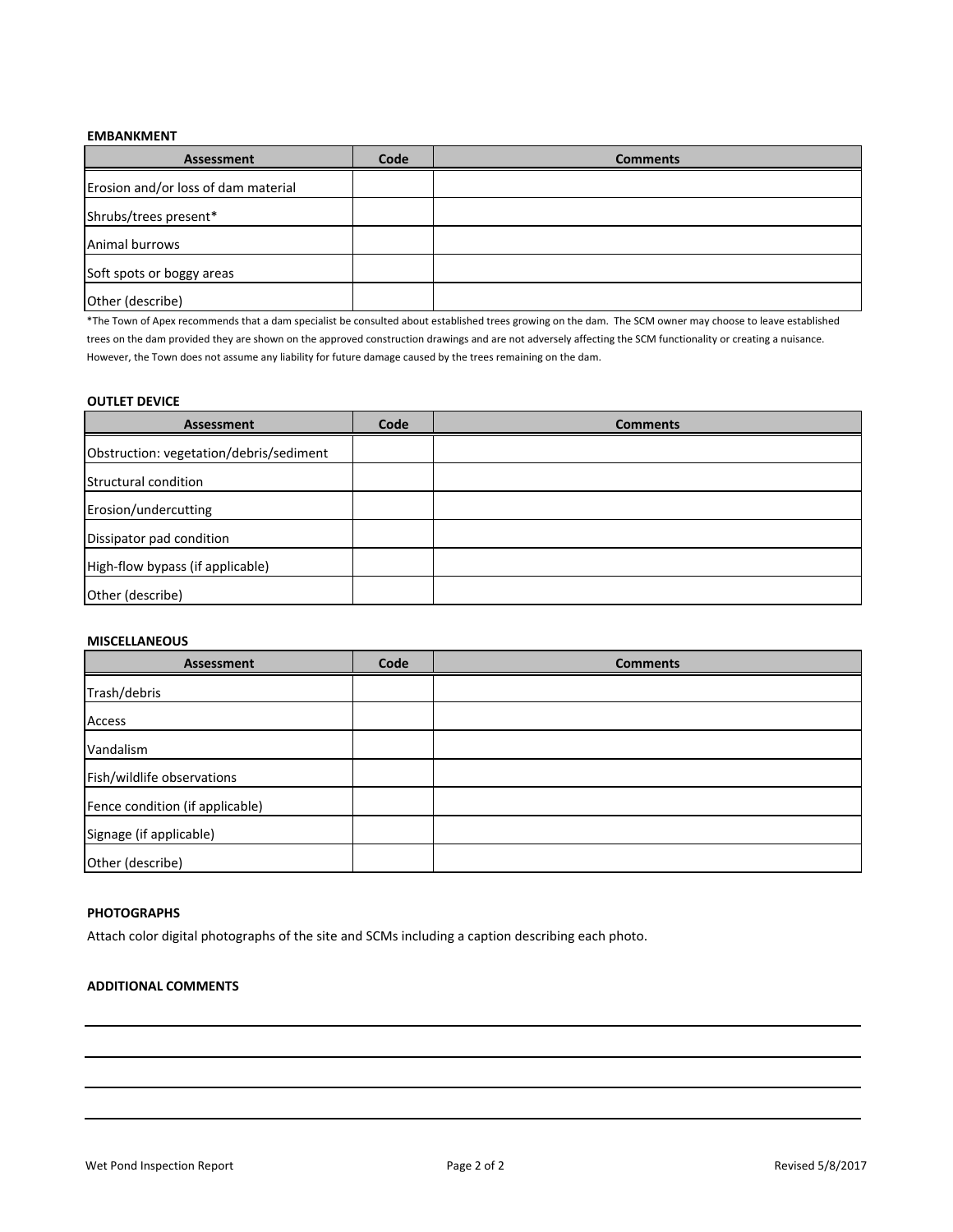**EMBANKMENT**

| Assessment | Code | Comments |
| --- | --- | --- |
| Erosion and/or loss of dam material | | |
| Shrubs/trees present* | | |
| Animal burrows | | |
| Soft spots or boggy areas | | |
| Other (describe) | | |

*The Town of Apex recommends that a dam specialist be consulted about established trees growing on the dam. The SCM owner may choose to leave established trees on the dam provided they are shown on the approved construction drawings and are not adversely affecting the SCM functionality or creating a nuisance. However, the Town does not assume any liability for future damage caused by the trees remaining on the dam.

**OUTLET DEVICE**

| Assessment | Code | Comments |
| --- | --- | --- |
| Obstruction: vegetation/debris/sediment | | |
| Structural condition | | |
| Erosion/undercutting | | |
| Dissipator pad condition | | |
| High-flow bypass (if applicable) | | |
| Other (describe) | | |

**MISCELLANEOUS**

| Assessment | Code | Comments |
| --- | --- | --- |
| Trash/debris | | |
| Access | | |
| Vandalism | | |
| Fish/wildlife observations | | |
| Fence condition (if applicable) | | |
| Signage (if applicable) | | |
| Other (describe) | | |

**PHOTOGRAPHS**

Attach color digital photographs of the site and SCMs including a caption describing each photo.

**ADDITIONAL COMMENTS**

\_\_\_\_\_\_\_\_\_\_\_\_\_\_\_\_\_\_\_\_\_\_\_\_\_\_\_\_\_\_\_\_\_\_\_\_\_\_\_\_\_\_\_\_\_\_\_\_\_\_\_\_\_\_\_\_\_\_\_\_\_\_\_\_\_\_\_\_\_\_\_\_\_\_\_\_\_\_

\_\_\_\_\_\_\_\_\_\_\_\_\_\_\_\_\_\_\_\_\_\_\_\_\_\_\_\_\_\_\_\_\_\_\_\_\_\_\_\_\_\_\_\_\_\_\_\_\_\_\_\_\_\_\_\_\_\_\_\_\_\_\_\_\_\_\_\_\_\_\_\_\_\_\_\_\_\_

\_\_\_\_\_\_\_\_\_\_\_\_\_\_\_\_\_\_\_\_\_\_\_\_\_\_\_\_\_\_\_\_\_\_\_\_\_\_\_\_\_\_\_\_\_\_\_\_\_\_\_\_\_\_\_\_\_\_\_\_\_\_\_\_\_\_\_\_\_\_\_\_\_\_\_\_\_\_

\_\_\_\_\_\_\_\_\_\_\_\_\_\_\_\_\_\_\_\_\_\_\_\_\_\_\_\_\_\_\_\_\_\_\_\_\_\_\_\_\_\_\_\_\_\_\_\_\_\_\_\_\_\_\_\_\_\_\_\_\_\_\_\_\_\_\_\_\_\_\_\_\_\_\_\_\_\_